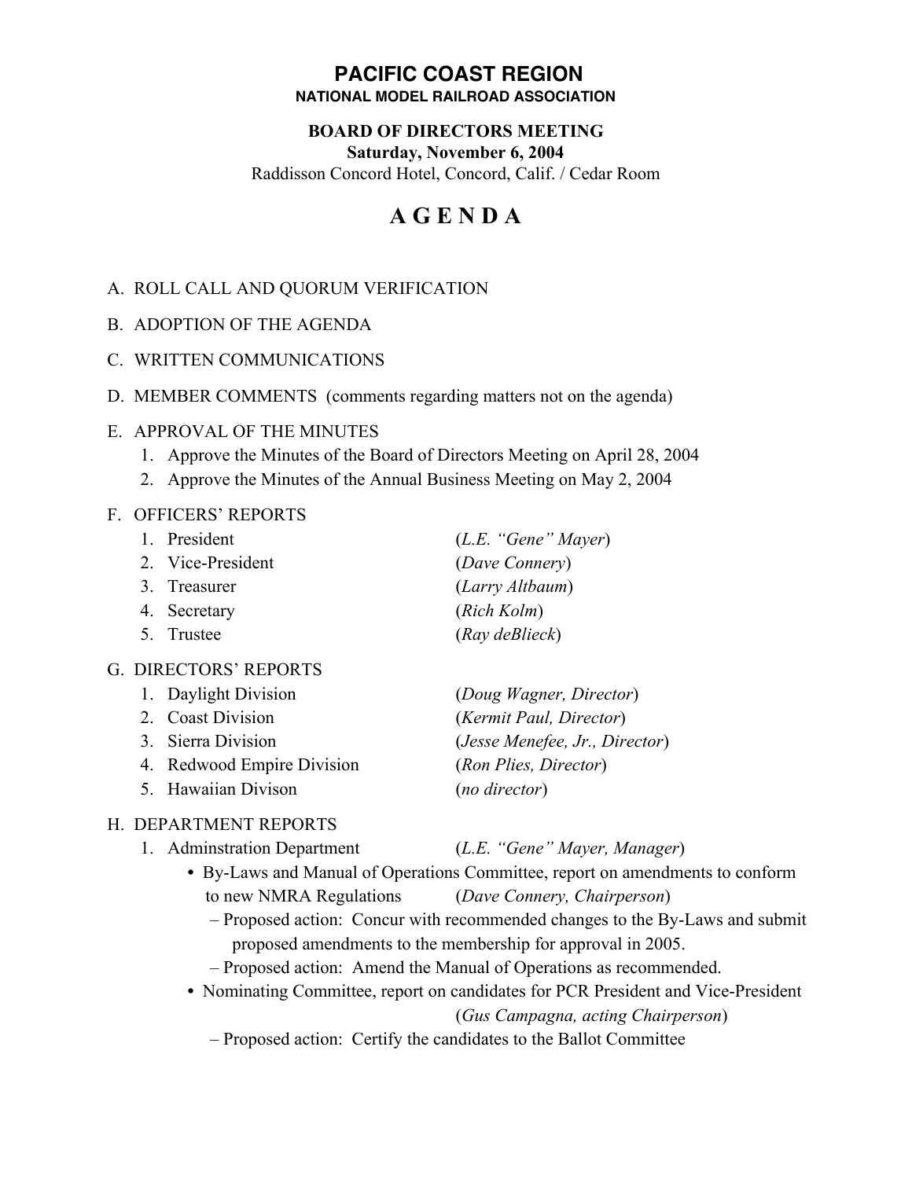# PACIFIC COAST REGION

**NATIONAL MODEL RAILROAD ASSOCIATION**

**BOARD OF DIRECTORS MEETING**

**Saturday, November 6, 2004**

Raddisson Concord Hotel, Concord, Calif. / Cedar Room

# A G E N D A

A. ROLL CALL AND QUORUM VERIFICATION

B. ADOPTION OF THE AGENDA

C. WRITTEN COMMUNICATIONS

D. MEMBER COMMENTS (comments regarding matters not on the agenda)

E. APPROVAL OF THE MINUTES
   1. Approve the Minutes of the Board of Directors Meeting on April 28, 2004
   2. Approve the Minutes of the Annual Business Meeting on May 2, 2004

F. OFFICERS' REPORTS
   1. President (*L.E. "Gene" Mayer*)
   2. Vice-President (*Dave Connery*)
   3. Treasurer (*Larry Altbaum*)
   4. Secretary (*Rich Kolm*)
   5. Trustee (*Ray deBlieck*)

G. DIRECTORS' REPORTS
   1. Daylight Division (*Doug Wagner, Director*)
   2. Coast Division (*Kermit Paul, Director*)
   3. Sierra Division (*Jesse Menefee, Jr., Director*)
   4. Redwood Empire Division (*Ron Plies, Director*)
   5. Hawaiian Divison (*no director*)

H. DEPARTMENT REPORTS
   1. Adminstration Department (*L.E. "Gene" Mayer, Manager*)
      - By-Laws and Manual of Operations Committee, report on amendments to conform to new NMRA Regulations (*Dave Connery, Chairperson*)
        – Proposed action: Concur with recommended changes to the By-Laws and submit proposed amendments to the membership for approval in 2005.
        – Proposed action: Amend the Manual of Operations as recommended.
      - Nominating Committee, report on candidates for PCR President and Vice-President (*Gus Campagna, acting Chairperson*)
        – Proposed action: Certify the candidates to the Ballot Committee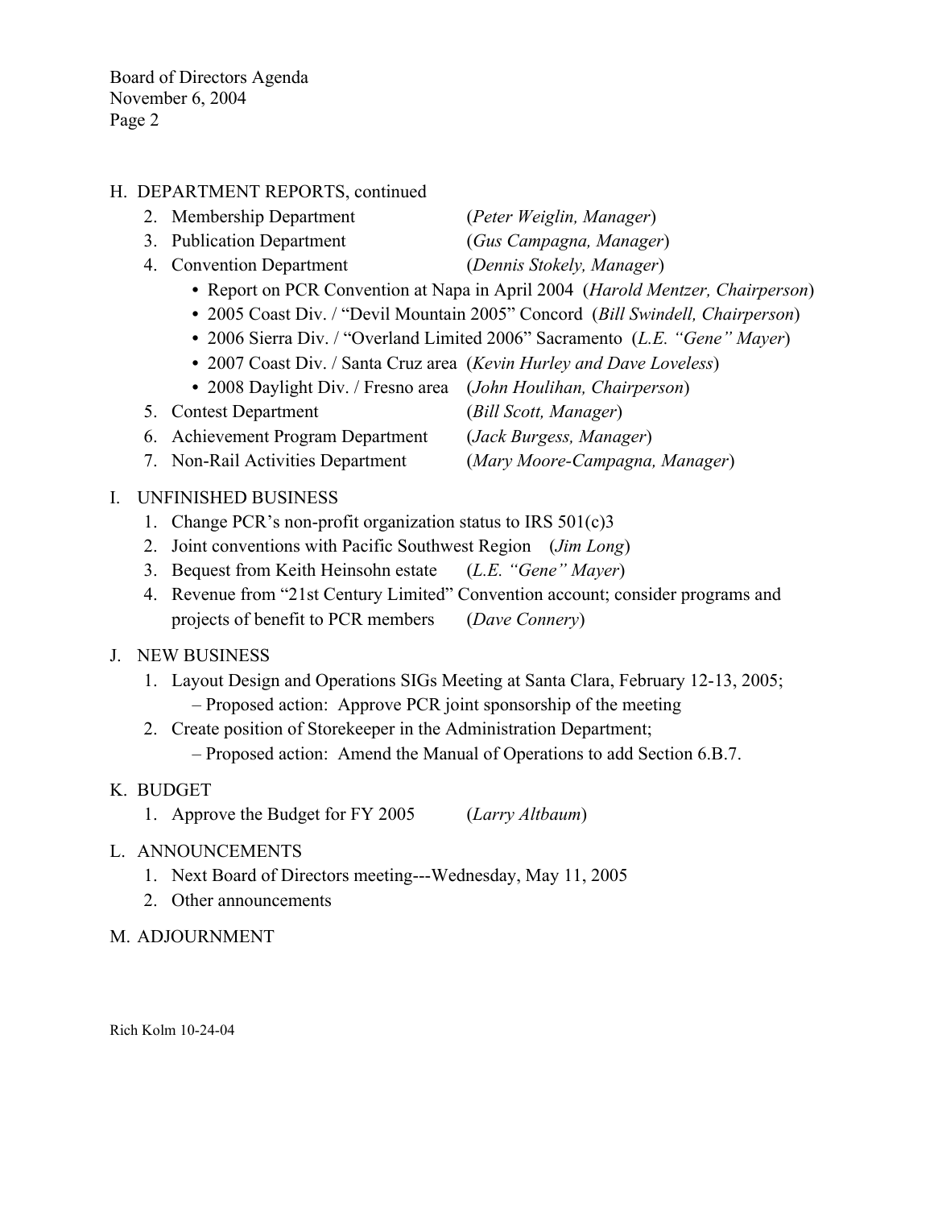H. DEPARTMENT REPORTS, continued

2. Membership Department (*Peter Weiglin, Manager*)
3. Publication Department (*Gus Campagna, Manager*)
4. Convention Department (*Dennis Stokely, Manager*)
   - Report on PCR Convention at Napa in April 2004 (*Harold Mentzer, Chairperson*)
   - 2005 Coast Div. / "Devil Mountain 2005" Concord (*Bill Swindell, Chairperson*)
   - 2006 Sierra Div. / "Overland Limited 2006" Sacramento (*L.E. "Gene" Mayer*)
   - 2007 Coast Div. / Santa Cruz area (*Kevin Hurley and Dave Loveless*)
   - 2008 Daylight Div. / Fresno area (*John Houlihan, Chairperson*)
5. Contest Department (*Bill Scott, Manager*)
6. Achievement Program Department (*Jack Burgess, Manager*)
7. Non-Rail Activities Department (*Mary Moore-Campagna, Manager*)

I. UNFINISHED BUSINESS

1. Change PCR's non-profit organization status to IRS 501(c)3
2. Joint conventions with Pacific Southwest Region (*Jim Long*)
3. Bequest from Keith Heinsohn estate (*L.E. "Gene" Mayer*)
4. Revenue from "21st Century Limited" Convention account; consider programs and projects of benefit to PCR members (*Dave Connery*)

J. NEW BUSINESS

1. Layout Design and Operations SIGs Meeting at Santa Clara, February 12-13, 2005;
   – Proposed action: Approve PCR joint sponsorship of the meeting
2. Create position of Storekeeper in the Administration Department;
   – Proposed action: Amend the Manual of Operations to add Section 6.B.7.

K. BUDGET

1. Approve the Budget for FY 2005 (*Larry Altbaum*)

L. ANNOUNCEMENTS

1. Next Board of Directors meeting---Wednesday, May 11, 2005
2. Other announcements

M. ADJOURNMENT

Rich Kolm 10-24-04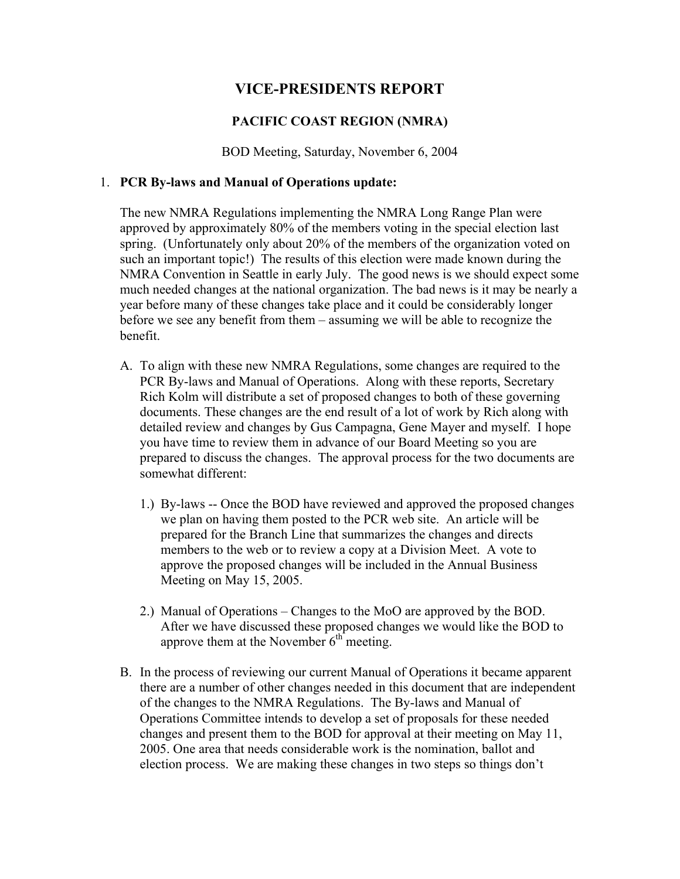# VICE-PRESIDENTS REPORT

## PACIFIC COAST REGION (NMRA)

BOD Meeting, Saturday, November 6, 2004

1. **PCR By-laws and Manual of Operations update:**

   The new NMRA Regulations implementing the NMRA Long Range Plan were approved by approximately 80% of the members voting in the special election last spring. (Unfortunately only about 20% of the members of the organization voted on such an important topic!) The results of this election were made known during the NMRA Convention in Seattle in early July. The good news is we should expect some much needed changes at the national organization. The bad news is it may be nearly a year before many of these changes take place and it could be considerably longer before we see any benefit from them – assuming we will be able to recognize the benefit.

   A. To align with these new NMRA Regulations, some changes are required to the PCR By-laws and Manual of Operations. Along with these reports, Secretary Rich Kolm will distribute a set of proposed changes to both of these governing documents. These changes are the end result of a lot of work by Rich along with detailed review and changes by Gus Campagna, Gene Mayer and myself. I hope you have time to review them in advance of our Board Meeting so you are prepared to discuss the changes. The approval process for the two documents are somewhat different:

      1.) By-laws -- Once the BOD have reviewed and approved the proposed changes we plan on having them posted to the PCR web site. An article will be prepared for the Branch Line that summarizes the changes and directs members to the web or to review a copy at a Division Meet. A vote to approve the proposed changes will be included in the Annual Business Meeting on May 15, 2005.

      2.) Manual of Operations – Changes to the MoO are approved by the BOD. After we have discussed these proposed changes we would like the BOD to approve them at the November 6th meeting.

   B. In the process of reviewing our current Manual of Operations it became apparent there are a number of other changes needed in this document that are independent of the changes to the NMRA Regulations. The By-laws and Manual of Operations Committee intends to develop a set of proposals for these needed changes and present them to the BOD for approval at their meeting on May 11, 2005. One area that needs considerable work is the nomination, ballot and election process. We are making these changes in two steps so things don't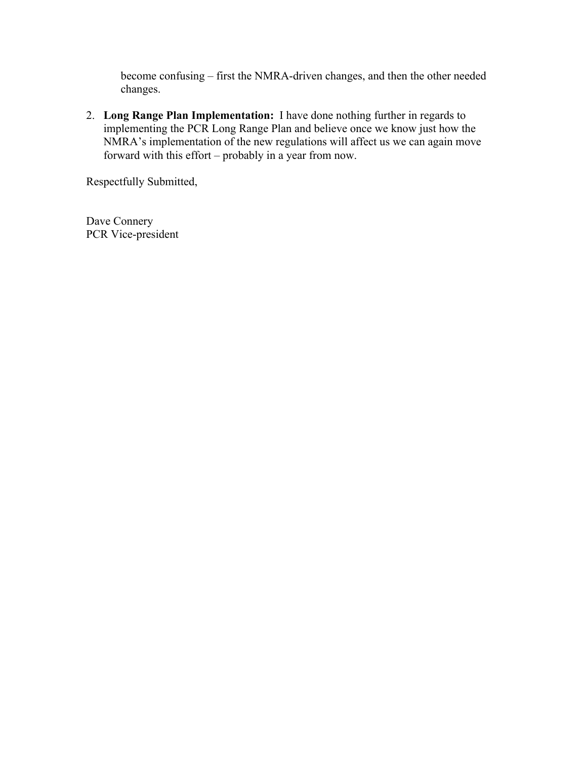become confusing – first the NMRA-driven changes, and then the other needed changes.

2. **Long Range Plan Implementation:** I have done nothing further in regards to implementing the PCR Long Range Plan and believe once we know just how the NMRA's implementation of the new regulations will affect us we can again move forward with this effort – probably in a year from now.

Respectfully Submitted,

Dave Connery
PCR Vice-president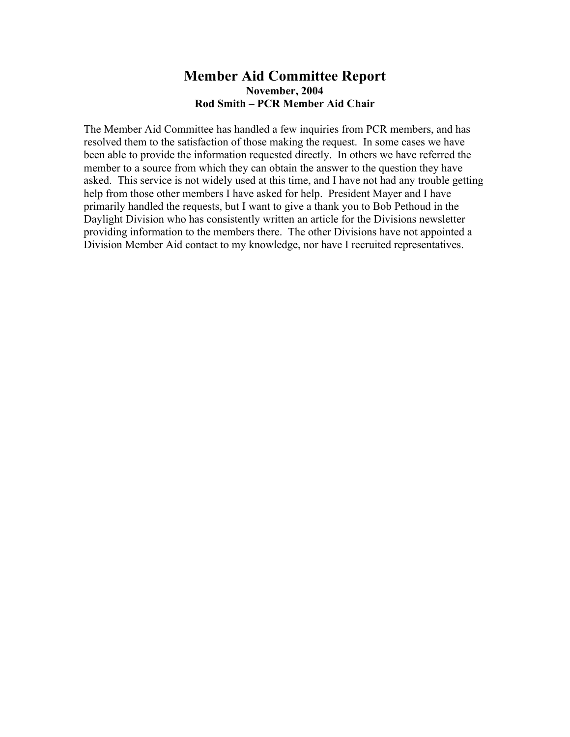# Member Aid Committee Report

**November, 2004**

**Rod Smith – PCR Member Aid Chair**

The Member Aid Committee has handled a few inquiries from PCR members, and has resolved them to the satisfaction of those making the request. In some cases we have been able to provide the information requested directly. In others we have referred the member to a source from which they can obtain the answer to the question they have asked. This service is not widely used at this time, and I have not had any trouble getting help from those other members I have asked for help. President Mayer and I have primarily handled the requests, but I want to give a thank you to Bob Pethoud in the Daylight Division who has consistently written an article for the Divisions newsletter providing information to the members there. The other Divisions have not appointed a Division Member Aid contact to my knowledge, nor have I recruited representatives.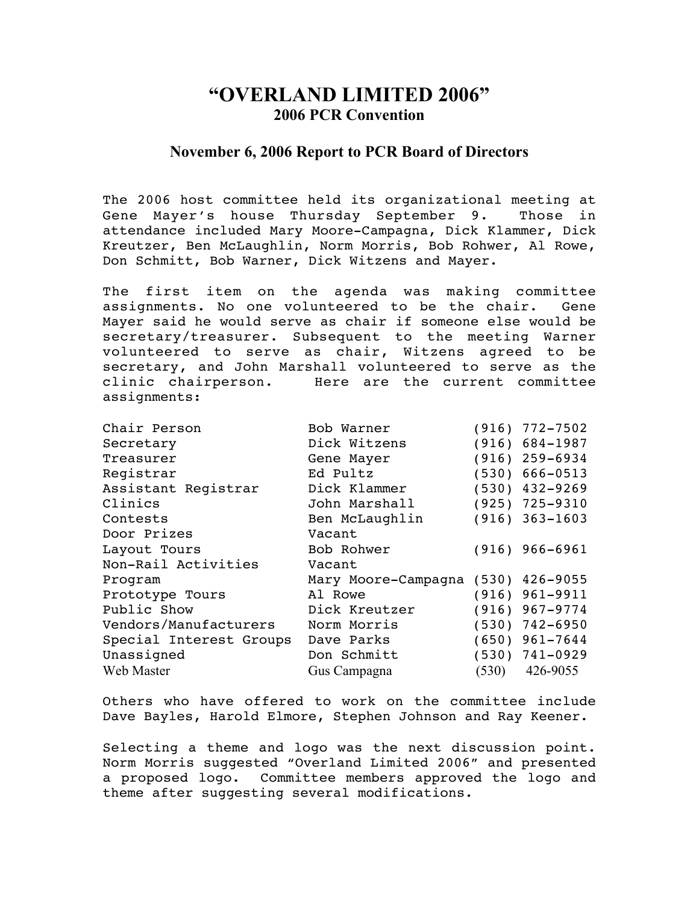# "OVERLAND LIMITED 2006"

## 2006 PCR Convention

### November 6, 2006 Report to PCR Board of Directors

The 2006 host committee held its organizational meeting at Gene Mayer's house Thursday September 9. Those in attendance included Mary Moore-Campagna, Dick Klammer, Dick Kreutzer, Ben McLaughlin, Norm Morris, Bob Rohwer, Al Rowe, Don Schmitt, Bob Warner, Dick Witzens and Mayer.

The first item on the agenda was making committee assignments. No one volunteered to be the chair. Gene Mayer said he would serve as chair if someone else would be secretary/treasurer. Subsequent to the meeting Warner volunteered to serve as chair, Witzens agreed to be secretary, and John Marshall volunteered to serve as the clinic chairperson. Here are the current committee assignments:

| Position | Name | Phone |
|---|---|---|
| Chair Person | Bob Warner | (916) 772-7502 |
| Secretary | Dick Witzens | (916) 684-1987 |
| Treasurer | Gene Mayer | (916) 259-6934 |
| Registrar | Ed Pultz | (530) 666-0513 |
| Assistant Registrar | Dick Klammer | (530) 432-9269 |
| Clinics | John Marshall | (925) 725-9310 |
| Contests | Ben McLaughlin | (916) 363-1603 |
| Door Prizes | Vacant | |
| Layout Tours | Bob Rohwer | (916) 966-6961 |
| Non-Rail Activities | Vacant | |
| Program | Mary Moore-Campagna | (530) 426-9055 |
| Prototype Tours | Al Rowe | (916) 961-9911 |
| Public Show | Dick Kreutzer | (916) 967-9774 |
| Vendors/Manufacturers | Norm Morris | (530) 742-6950 |
| Special Interest Groups | Dave Parks | (650) 961-7644 |
| Unassigned | Don Schmitt | (530) 741-0929 |
| Web Master | Gus Campagna | (530) 426-9055 |

Others who have offered to work on the committee include Dave Bayles, Harold Elmore, Stephen Johnson and Ray Keener.

Selecting a theme and logo was the next discussion point. Norm Morris suggested "Overland Limited 2006" and presented a proposed logo. Committee members approved the logo and theme after suggesting several modifications.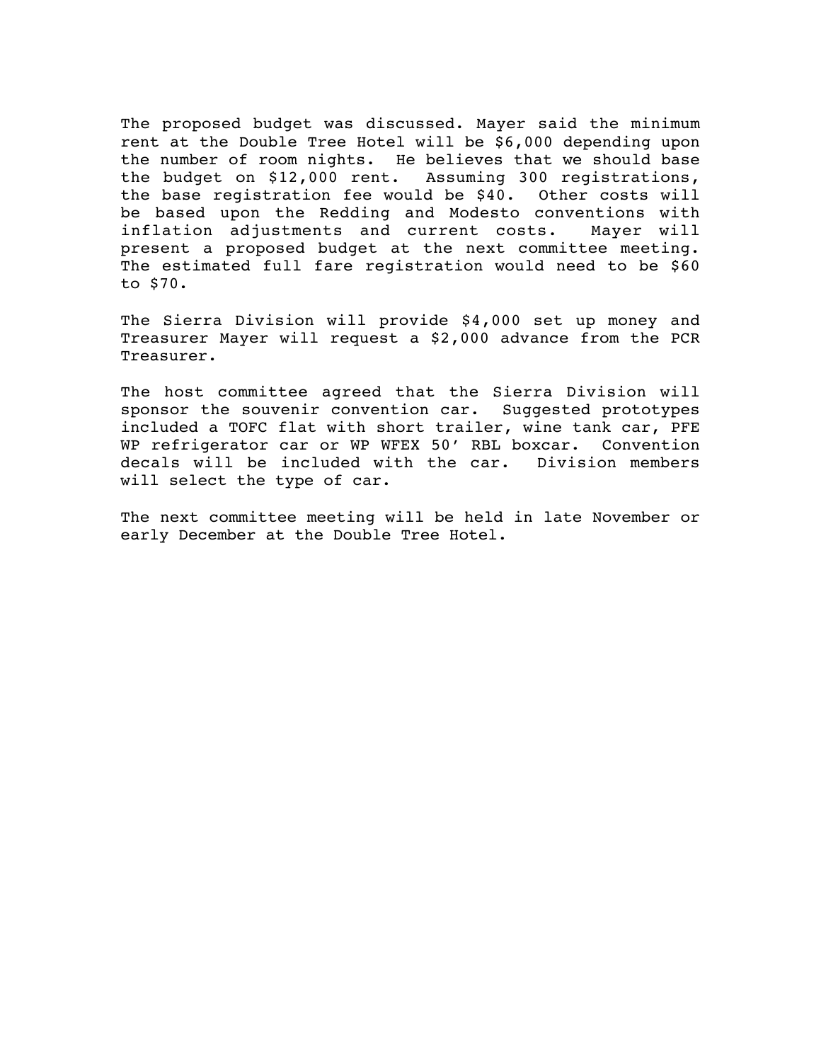The proposed budget was discussed. Mayer said the minimum rent at the Double Tree Hotel will be $6,000 depending upon the number of room nights. He believes that we should base the budget on $12,000 rent. Assuming 300 registrations, the base registration fee would be $40. Other costs will be based upon the Redding and Modesto conventions with inflation adjustments and current costs. Mayer will present a proposed budget at the next committee meeting. The estimated full fare registration would need to be $60 to $70.

The Sierra Division will provide $4,000 set up money and Treasurer Mayer will request a $2,000 advance from the PCR Treasurer.

The host committee agreed that the Sierra Division will sponsor the souvenir convention car. Suggested prototypes included a TOFC flat with short trailer, wine tank car, PFE WP refrigerator car or WP WFEX 50' RBL boxcar. Convention decals will be included with the car. Division members will select the type of car.

The next committee meeting will be held in late November or early December at the Double Tree Hotel.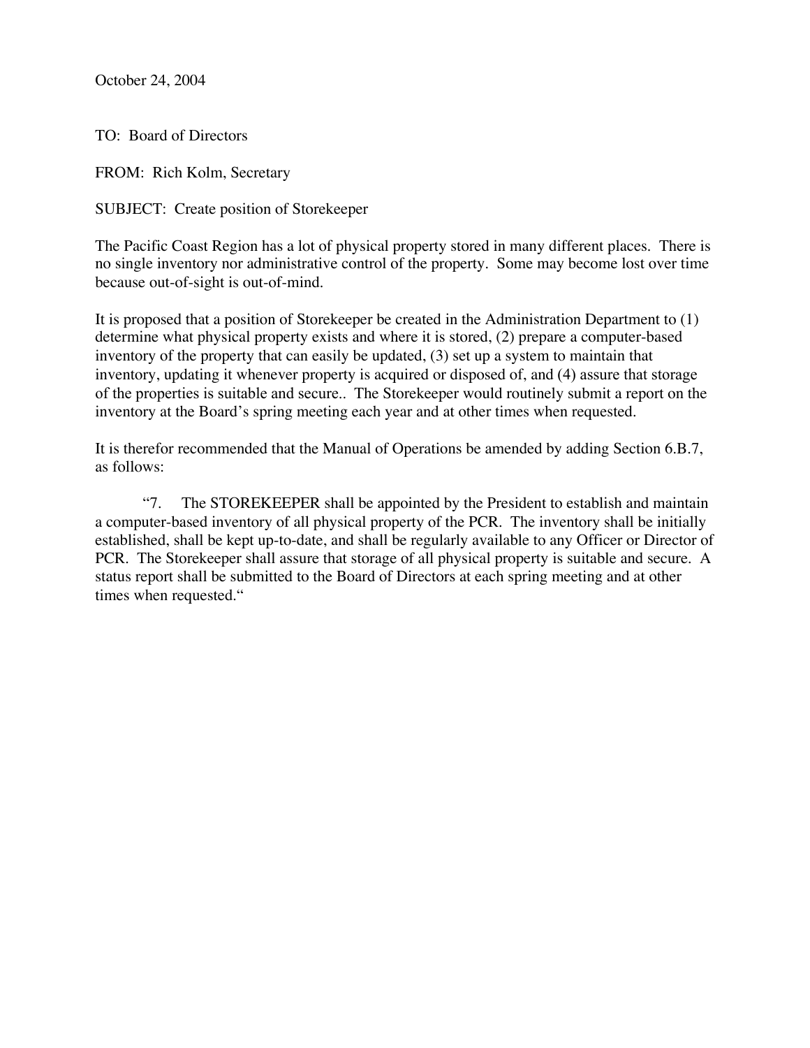October 24, 2004

TO: Board of Directors

FROM: Rich Kolm, Secretary

SUBJECT: Create position of Storekeeper

The Pacific Coast Region has a lot of physical property stored in many different places. There is no single inventory nor administrative control of the property. Some may become lost over time because out-of-sight is out-of-mind.

It is proposed that a position of Storekeeper be created in the Administration Department to (1) determine what physical property exists and where it is stored, (2) prepare a computer-based inventory of the property that can easily be updated, (3) set up a system to maintain that inventory, updating it whenever property is acquired or disposed of, and (4) assure that storage of the properties is suitable and secure.. The Storekeeper would routinely submit a report on the inventory at the Board's spring meeting each year and at other times when requested.

It is therefor recommended that the Manual of Operations be amended by adding Section 6.B.7, as follows:

"7. The STOREKEEPER shall be appointed by the President to establish and maintain a computer-based inventory of all physical property of the PCR. The inventory shall be initially established, shall be kept up-to-date, and shall be regularly available to any Officer or Director of PCR. The Storekeeper shall assure that storage of all physical property is suitable and secure. A status report shall be submitted to the Board of Directors at each spring meeting and at other times when requested."